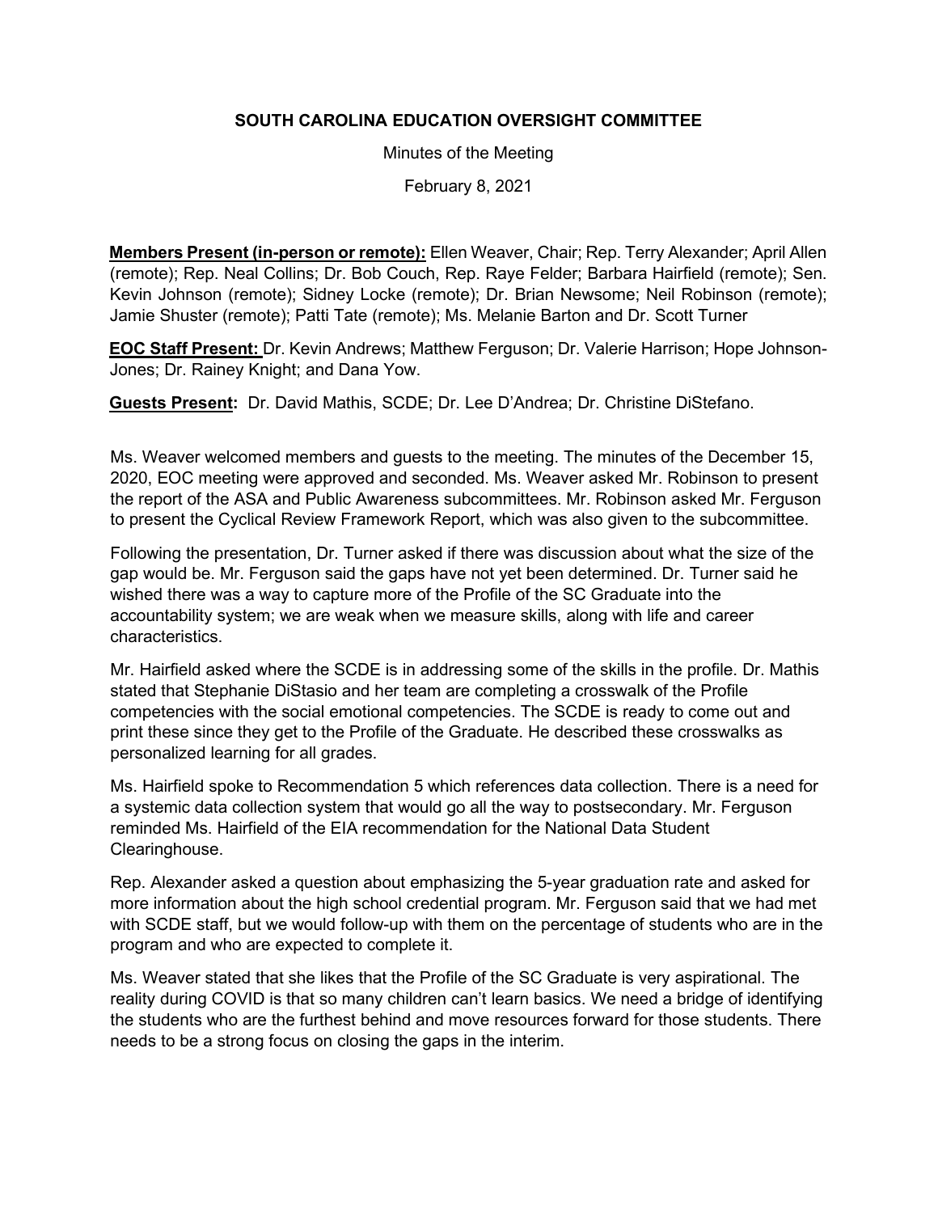# SOUTH CAROLINA EDUCATION OVERSIGHT COMMITTEE

Minutes of the Meeting

February 8, 2021

**Members Present (in-person or remote):** Ellen Weaver, Chair; Rep. Terry Alexander; April Allen (remote); Rep. Neal Collins; Dr. Bob Couch, Rep. Raye Felder; Barbara Hairfield (remote); Sen. Kevin Johnson (remote); Sidney Locke (remote); Dr. Brian Newsome; Neil Robinson (remote); Jamie Shuster (remote); Patti Tate (remote); Ms. Melanie Barton and Dr. Scott Turner

**EOC Staff Present:** Dr. Kevin Andrews; Matthew Ferguson; Dr. Valerie Harrison; Hope Johnson-Jones; Dr. Rainey Knight; and Dana Yow.

**Guests Present:** Dr. David Mathis, SCDE; Dr. Lee D'Andrea; Dr. Christine DiStefano.

Ms. Weaver welcomed members and guests to the meeting. The minutes of the December 15, 2020, EOC meeting were approved and seconded. Ms. Weaver asked Mr. Robinson to present the report of the ASA and Public Awareness subcommittees. Mr. Robinson asked Mr. Ferguson to present the Cyclical Review Framework Report, which was also given to the subcommittee.

Following the presentation, Dr. Turner asked if there was discussion about what the size of the gap would be. Mr. Ferguson said the gaps have not yet been determined. Dr. Turner said he wished there was a way to capture more of the Profile of the SC Graduate into the accountability system; we are weak when we measure skills, along with life and career characteristics.

Mr. Hairfield asked where the SCDE is in addressing some of the skills in the profile. Dr. Mathis stated that Stephanie DiStasio and her team are completing a crosswalk of the Profile competencies with the social emotional competencies. The SCDE is ready to come out and print these since they get to the Profile of the Graduate. He described these crosswalks as personalized learning for all grades.

Ms. Hairfield spoke to Recommendation 5 which references data collection. There is a need for a systemic data collection system that would go all the way to postsecondary. Mr. Ferguson reminded Ms. Hairfield of the EIA recommendation for the National Data Student Clearinghouse.

Rep. Alexander asked a question about emphasizing the 5-year graduation rate and asked for more information about the high school credential program. Mr. Ferguson said that we had met with SCDE staff, but we would follow-up with them on the percentage of students who are in the program and who are expected to complete it.

Ms. Weaver stated that she likes that the Profile of the SC Graduate is very aspirational. The reality during COVID is that so many children can't learn basics. We need a bridge of identifying the students who are the furthest behind and move resources forward for those students. There needs to be a strong focus on closing the gaps in the interim.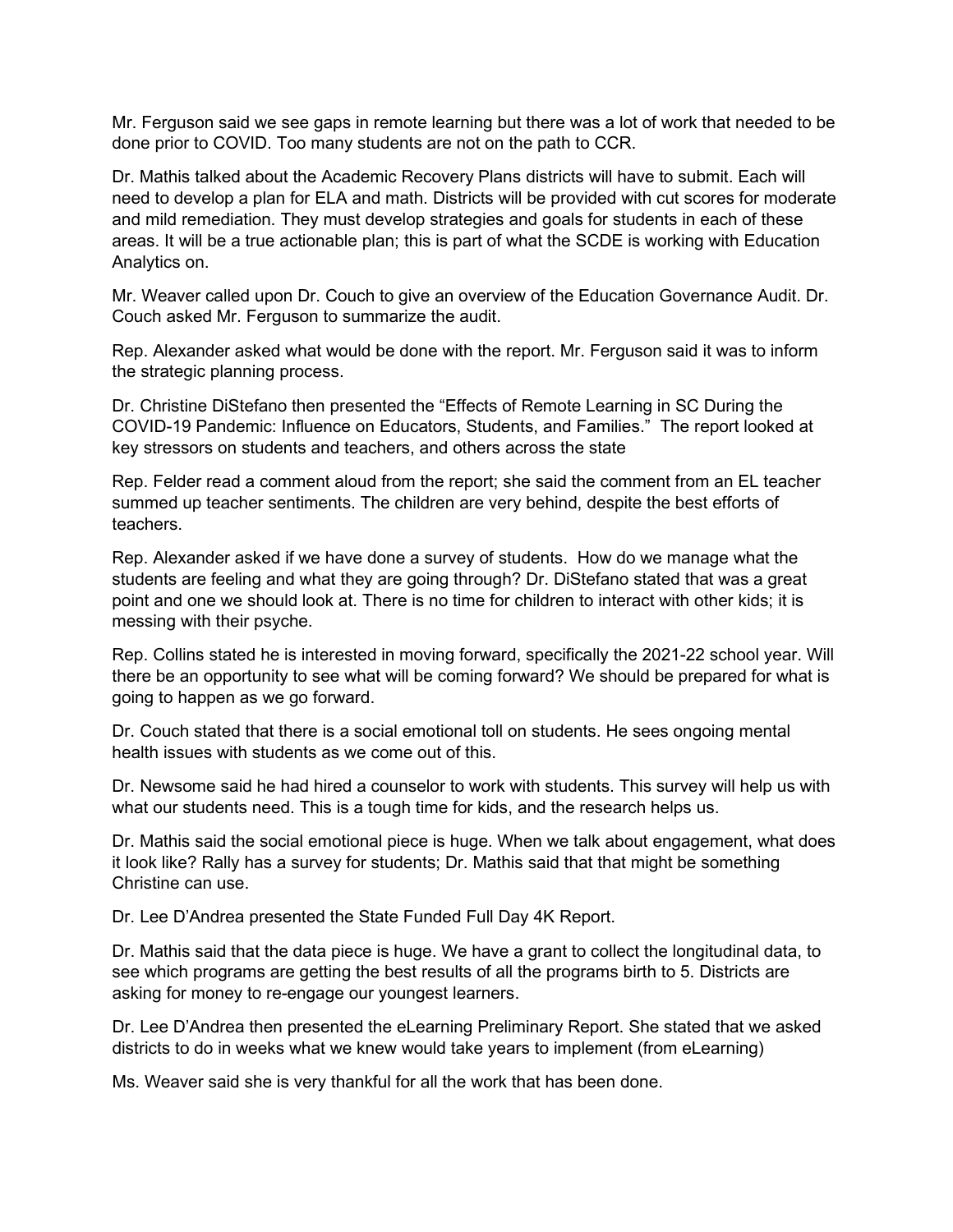Mr. Ferguson said we see gaps in remote learning but there was a lot of work that needed to be done prior to COVID. Too many students are not on the path to CCR.

Dr. Mathis talked about the Academic Recovery Plans districts will have to submit. Each will need to develop a plan for ELA and math. Districts will be provided with cut scores for moderate and mild remediation. They must develop strategies and goals for students in each of these areas. It will be a true actionable plan; this is part of what the SCDE is working with Education Analytics on.

Mr. Weaver called upon Dr. Couch to give an overview of the Education Governance Audit. Dr. Couch asked Mr. Ferguson to summarize the audit.

Rep. Alexander asked what would be done with the report. Mr. Ferguson said it was to inform the strategic planning process.

Dr. Christine DiStefano then presented the "Effects of Remote Learning in SC During the COVID-19 Pandemic: Influence on Educators, Students, and Families." The report looked at key stressors on students and teachers, and others across the state

Rep. Felder read a comment aloud from the report; she said the comment from an EL teacher summed up teacher sentiments. The children are very behind, despite the best efforts of teachers.

Rep. Alexander asked if we have done a survey of students. How do we manage what the students are feeling and what they are going through? Dr. DiStefano stated that was a great point and one we should look at. There is no time for children to interact with other kids; it is messing with their psyche.

Rep. Collins stated he is interested in moving forward, specifically the 2021-22 school year. Will there be an opportunity to see what will be coming forward? We should be prepared for what is going to happen as we go forward.

Dr. Couch stated that there is a social emotional toll on students. He sees ongoing mental health issues with students as we come out of this.

Dr. Newsome said he had hired a counselor to work with students. This survey will help us with what our students need. This is a tough time for kids, and the research helps us.

Dr. Mathis said the social emotional piece is huge. When we talk about engagement, what does it look like? Rally has a survey for students; Dr. Mathis said that that might be something Christine can use.

Dr. Lee D'Andrea presented the State Funded Full Day 4K Report.

Dr. Mathis said that the data piece is huge. We have a grant to collect the longitudinal data, to see which programs are getting the best results of all the programs birth to 5. Districts are asking for money to re-engage our youngest learners.

Dr. Lee D'Andrea then presented the eLearning Preliminary Report. She stated that we asked districts to do in weeks what we knew would take years to implement (from eLearning)

Ms. Weaver said she is very thankful for all the work that has been done.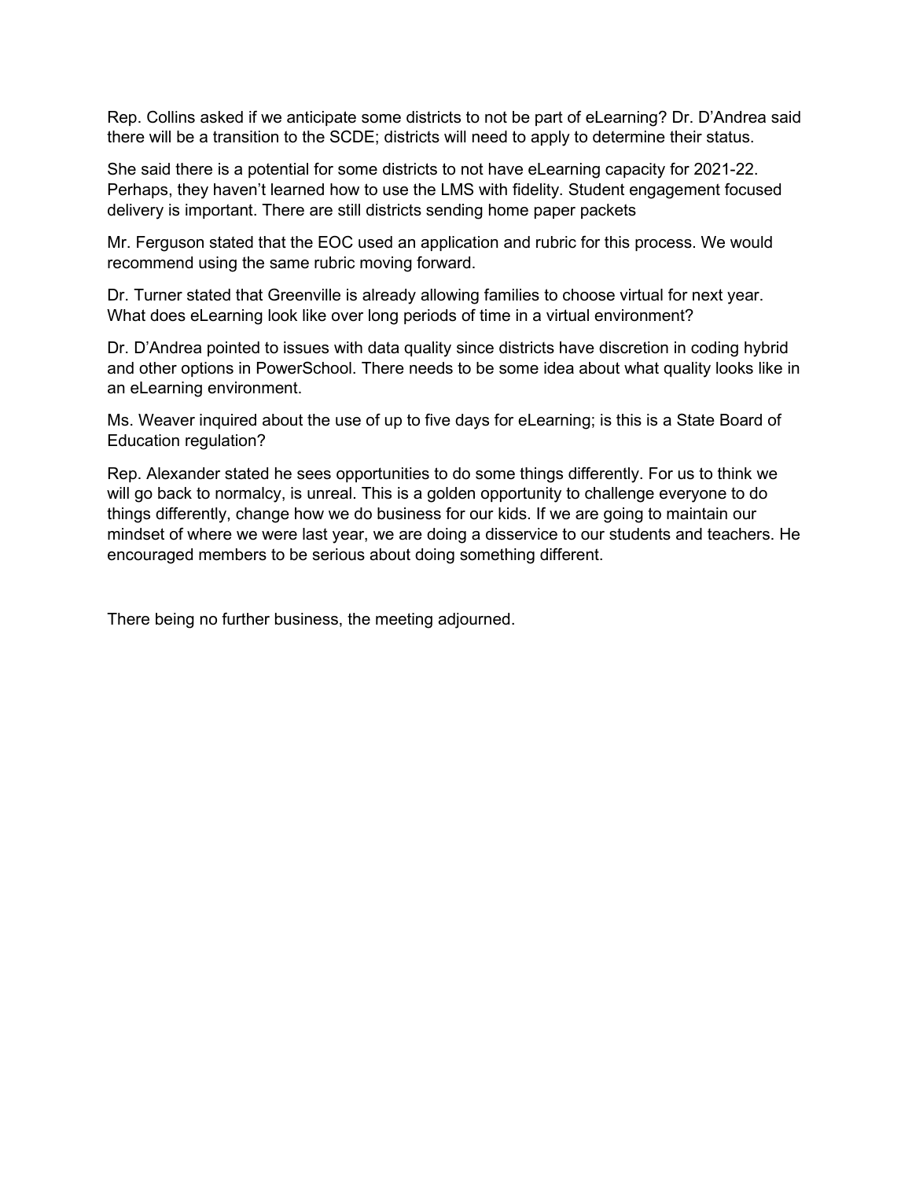Rep. Collins asked if we anticipate some districts to not be part of eLearning? Dr. D'Andrea said there will be a transition to the SCDE; districts will need to apply to determine their status.

She said there is a potential for some districts to not have eLearning capacity for 2021-22. Perhaps, they haven't learned how to use the LMS with fidelity. Student engagement focused delivery is important. There are still districts sending home paper packets

Mr. Ferguson stated that the EOC used an application and rubric for this process. We would recommend using the same rubric moving forward.

Dr. Turner stated that Greenville is already allowing families to choose virtual for next year. What does eLearning look like over long periods of time in a virtual environment?

Dr. D'Andrea pointed to issues with data quality since districts have discretion in coding hybrid and other options in PowerSchool. There needs to be some idea about what quality looks like in an eLearning environment.

Ms. Weaver inquired about the use of up to five days for eLearning; is this is a State Board of Education regulation?

Rep. Alexander stated he sees opportunities to do some things differently. For us to think we will go back to normalcy, is unreal. This is a golden opportunity to challenge everyone to do things differently, change how we do business for our kids. If we are going to maintain our mindset of where we were last year, we are doing a disservice to our students and teachers. He encouraged members to be serious about doing something different.

There being no further business, the meeting adjourned.